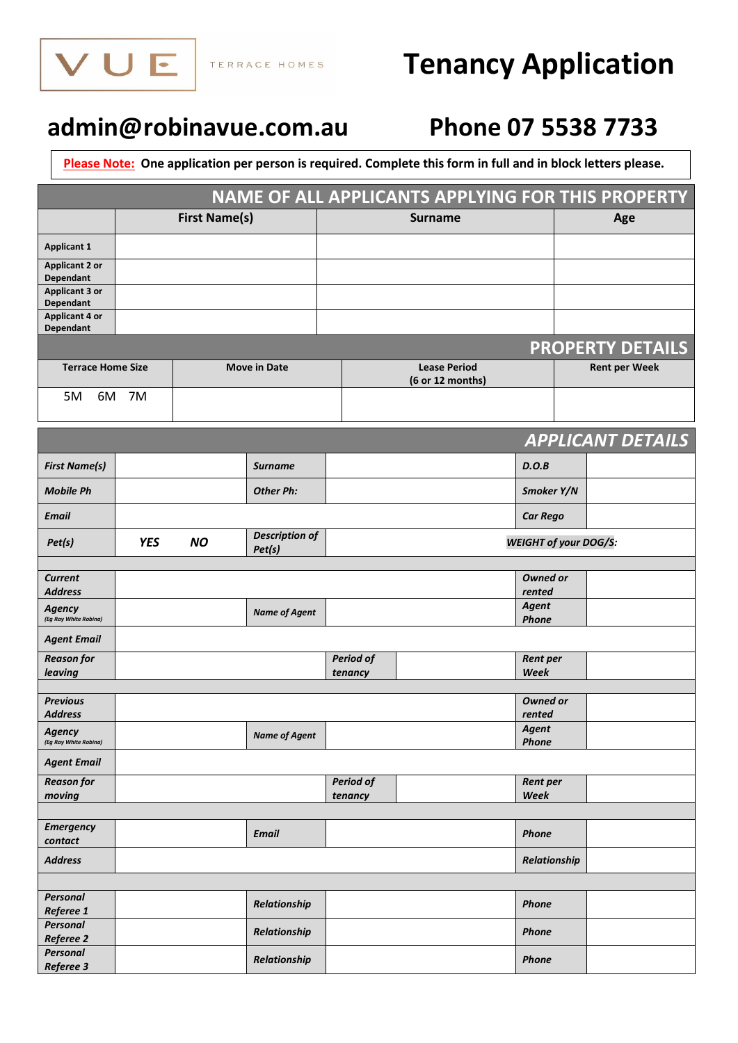VUE TERRACE HOMES

# Tenancy Application

## admin@robinavue.com.au Phone 07 5538 7733

**Please Note: One application per person is required. Complete this form in full and in block letters please.**

## NAME OF ALL APPLICANTS APPLYING FOR THIS PROPERTY

| | First Name(s) | Surname | Age |
|---|---|---|---|
| Applicant 1 | | | |
| Applicant 2 or Dependant | | | |
| Applicant 3 or Dependant | | | |
| Applicant 4 or Dependant | | | |

## PROPERTY DETAILS

| Terrace Home Size | Move in Date | Lease Period (6 or 12 months) | Rent per Week |
|---|---|---|---|
| 5M 6M 7M | | | |

## APPLICANT DETAILS

| | | | | | |
|---|---|---|---|---|---|
| *First Name(s)* | | *Surname* | | *D.O.B* | |
| *Mobile Ph* | | *Other Ph:* | | *Smoker Y/N* | |
| *Email* | | | | *Car Rego* | |
| *Pet(s)* | *YES NO* | *Description of Pet(s)* | | *WEIGHT of your DOG/S:* | |

| | | | | | | |
|---|---|---|---|---|---|---|
| *Current Address* | | | | | *Owned or rented* | |
| *Agency* *(Eg Ray White Robina)* | | *Name of Agent* | | | *Agent Phone* | |
| *Agent Email* | | | | | | |
| *Reason for leaving* | | | *Period of tenancy* | | *Rent per Week* | |

| | | | | | | |
|---|---|---|---|---|---|---|
| *Previous Address* | | | | | *Owned or rented* | |
| *Agency* *(Eg Ray White Robina)* | | *Name of Agent* | | | *Agent Phone* | |
| *Agent Email* | | | | | | |
| *Reason for moving* | | | *Period of tenancy* | | *Rent per Week* | |

| | | | | | |
|---|---|---|---|---|---|
| *Emergency contact* | | *Email* | | *Phone* | |
| *Address* | | | | *Relationship* | |

| | | | | | |
|---|---|---|---|---|---|
| *Personal Referee 1* | | *Relationship* | | *Phone* | |
| *Personal Referee 2* | | *Relationship* | | *Phone* | |
| *Personal Referee 3* | | *Relationship* | | *Phone* | |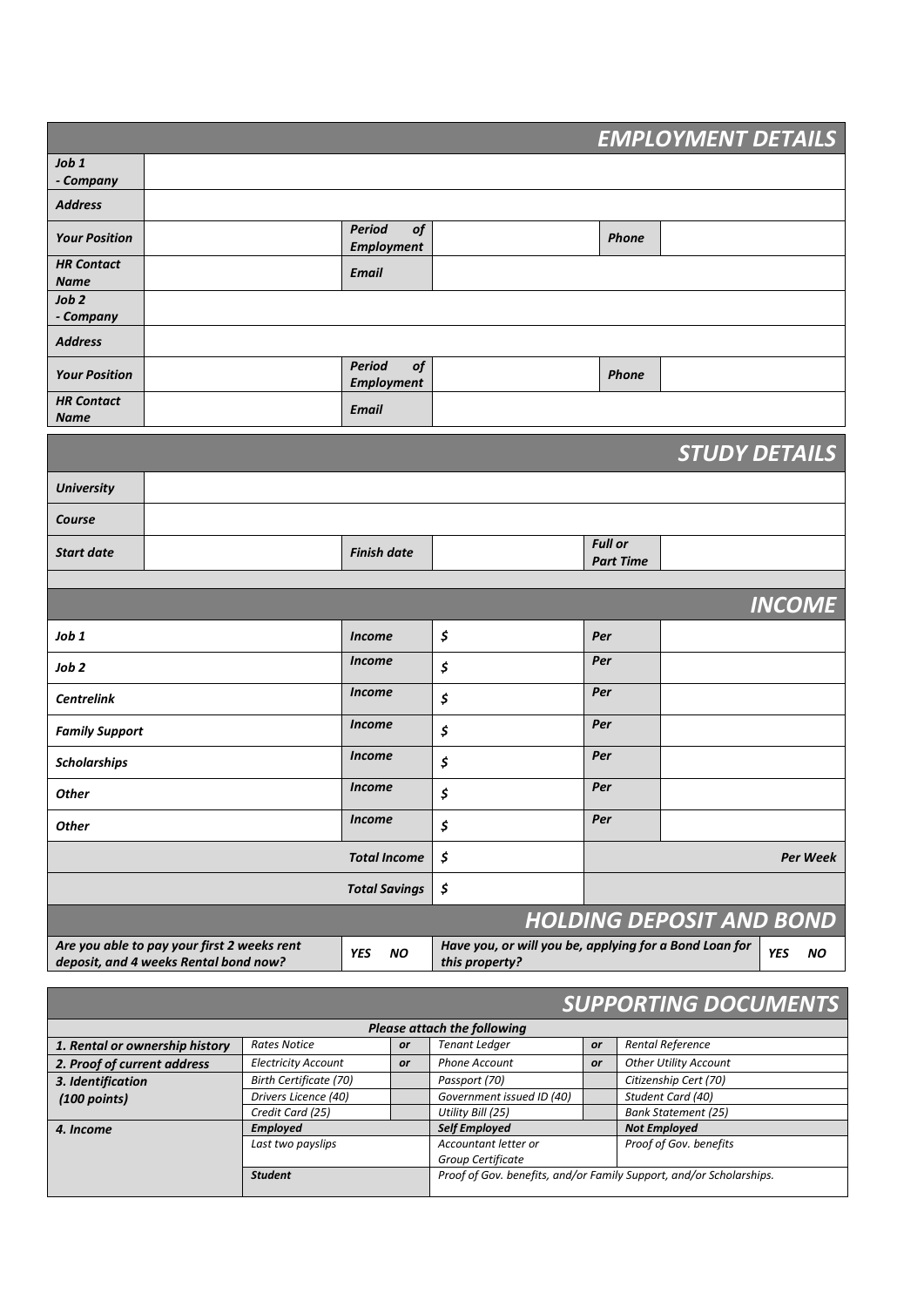## EMPLOYMENT DETAILS

| | | | | | |
|---|---|---|---|---|---|
| ***Job 1 - Company*** | | | | | |
| ***Address*** | | | | | |
| ***Your Position*** | | ***Period of Employment*** | | ***Phone*** | |
| ***HR Contact Name*** | | ***Email*** | | | |
| ***Job 2 - Company*** | | | | | |
| ***Address*** | | | | | |
| ***Your Position*** | | ***Period of Employment*** | | ***Phone*** | |
| ***HR Contact Name*** | | ***Email*** | | | |

## STUDY DETAILS

| | | | | | |
|---|---|---|---|---|---|
| ***University*** | | | | | |
| ***Course*** | | | | | |
| ***Start date*** | | ***Finish date*** | | ***Full or Part Time*** | |

## INCOME

| | | | | |
|---|---|---|---|---|
| ***Job 1*** | ***Income*** | ***$*** | ***Per*** | |
| ***Job 2*** | ***Income*** | ***$*** | ***Per*** | |
| ***Centrelink*** | ***Income*** | ***$*** | ***Per*** | |
| ***Family Support*** | ***Income*** | ***$*** | ***Per*** | |
| ***Scholarships*** | ***Income*** | ***$*** | ***Per*** | |
| ***Other*** | ***Income*** | ***$*** | ***Per*** | |
| ***Other*** | ***Income*** | ***$*** | ***Per*** | |
| | ***Total Income*** | ***$*** | | ***Per Week*** |
| | ***Total Savings*** | ***$*** | | |

## HOLDING DEPOSIT AND BOND

| | | | |
|---|---|---|---|
| ***Are you able to pay your first 2 weeks rent deposit, and 4 weeks Rental bond now?*** | ***YES NO*** | ***Have you, or will you be, applying for a Bond Loan for this property?*** | ***YES NO*** |

## SUPPORTING DOCUMENTS

***Please attach the following***

| | | | | | |
|---|---|---|---|---|---|
| ***1. Rental or ownership history*** | *Rates Notice* | ***or*** | *Tenant Ledger* | ***or*** | *Rental Reference* |
| ***2. Proof of current address*** | *Electricity Account* | ***or*** | *Phone Account* | ***or*** | *Other Utility Account* |
| ***3. Identification (100 points)*** | *Birth Certificate (70)* | | *Passport (70)* | | *Citizenship Cert (70)* |
| | *Drivers Licence (40)* | | *Government issued ID (40)* | | *Student Card (40)* |
| | *Credit Card (25)* | | *Utility Bill (25)* | | *Bank Statement (25)* |
| ***4. Income*** | ***Employed*** | | ***Self Employed*** | | ***Not Employed*** |
| | *Last two payslips* | | *Accountant letter or Group Certificate* | | *Proof of Gov. benefits* |
| | ***Student*** | | *Proof of Gov. benefits, and/or Family Support, and/or Scholarships.* | | |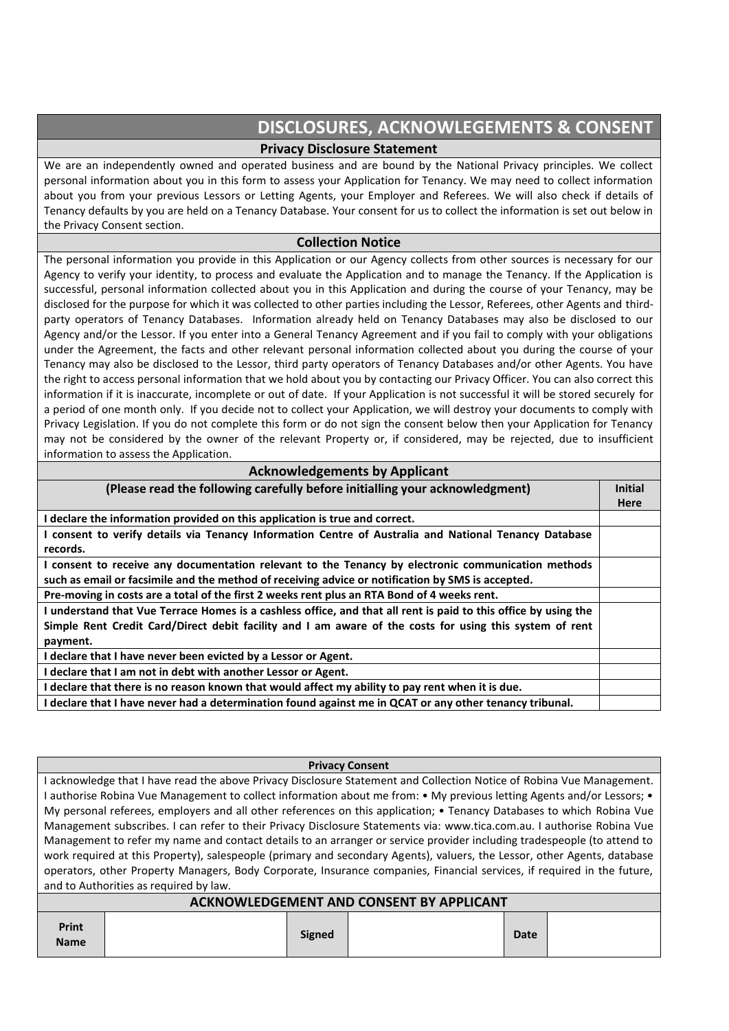## DISCLOSURES, ACKNOWLEGEMENTS & CONSENT

### Privacy Disclosure Statement

We are an independently owned and operated business and are bound by the National Privacy principles. We collect personal information about you in this form to assess your Application for Tenancy. We may need to collect information about you from your previous Lessors or Letting Agents, your Employer and Referees. We will also check if details of Tenancy defaults by you are held on a Tenancy Database. Your consent for us to collect the information is set out below in the Privacy Consent section.

### Collection Notice

The personal information you provide in this Application or our Agency collects from other sources is necessary for our Agency to verify your identity, to process and evaluate the Application and to manage the Tenancy. If the Application is successful, personal information collected about you in this Application and during the course of your Tenancy, may be disclosed for the purpose for which it was collected to other parties including the Lessor, Referees, other Agents and third-party operators of Tenancy Databases. Information already held on Tenancy Databases may also be disclosed to our Agency and/or the Lessor. If you enter into a General Tenancy Agreement and if you fail to comply with your obligations under the Agreement, the facts and other relevant personal information collected about you during the course of your Tenancy may also be disclosed to the Lessor, third party operators of Tenancy Databases and/or other Agents. You have the right to access personal information that we hold about you by contacting our Privacy Officer. You can also correct this information if it is inaccurate, incomplete or out of date. If your Application is not successful it will be stored securely for a period of one month only. If you decide not to collect your Application, we will destroy your documents to comply with Privacy Legislation. If you do not complete this form or do not sign the consent below then your Application for Tenancy may not be considered by the owner of the relevant Property or, if considered, may be rejected, due to insufficient information to assess the Application.

### Acknowledgements by Applicant

| (Please read the following carefully before initialling your acknowledgment) | Initial Here |
|---|---|
| **I declare the information provided on this application is true and correct.** | |
| **I consent to verify details via Tenancy Information Centre of Australia and National Tenancy Database records.** | |
| **I consent to receive any documentation relevant to the Tenancy by electronic communication methods such as email or facsimile and the method of receiving advice or notification by SMS is accepted.** | |
| **Pre-moving in costs are a total of the first 2 weeks rent plus an RTA Bond of 4 weeks rent.** | |
| **I understand that Vue Terrace Homes is a cashless office, and that all rent is paid to this office by using the Simple Rent Credit Card/Direct debit facility and I am aware of the costs for using this system of rent payment.** | |
| **I declare that I have never been evicted by a Lessor or Agent.** | |
| **I declare that I am not in debt with another Lessor or Agent.** | |
| **I declare that there is no reason known that would affect my ability to pay rent when it is due.** | |
| **I declare that I have never had a determination found against me in QCAT or any other tenancy tribunal.** | |

### Privacy Consent

I acknowledge that I have read the above Privacy Disclosure Statement and Collection Notice of Robina Vue Management. I authorise Robina Vue Management to collect information about me from: • My previous letting Agents and/or Lessors; • My personal referees, employers and all other references on this application; • Tenancy Databases to which Robina Vue Management subscribes. I can refer to their Privacy Disclosure Statements via: www.tica.com.au. I authorise Robina Vue Management to refer my name and contact details to an arranger or service provider including tradespeople (to attend to work required at this Property), salespeople (primary and secondary Agents), valuers, the Lessor, other Agents, database operators, other Property Managers, Body Corporate, Insurance companies, Financial services, if required in the future, and to Authorities as required by law.

### ACKNOWLEDGEMENT AND CONSENT BY APPLICANT

| Print Name | | Signed | | Date | |
|---|---|---|---|---|---|